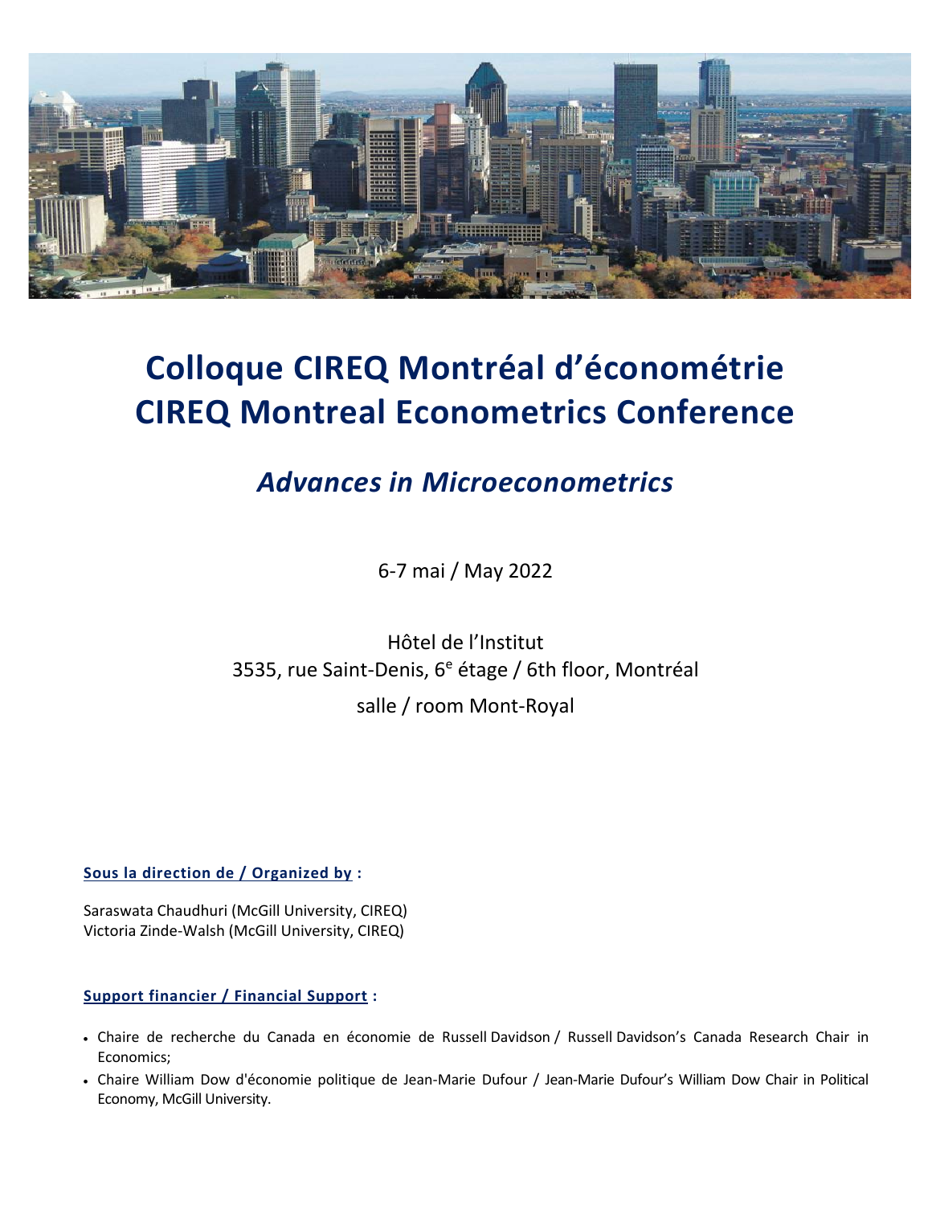# Colloque CIREQ Montréal d'économétrie
# CIREQ Montreal Econometrics Conference

## *Advances in Microeconometrics*

6-7 mai / May 2022

Hôtel de l'Institut
3535, rue Saint-Denis, 6[e] étage / 6th floor, Montréal
salle / room Mont-Royal

**Sous la direction de / Organized by :**

Saraswata Chaudhuri (McGill University, CIREQ)
Victoria Zinde-Walsh (McGill University, CIREQ)

**Support financier / Financial Support :**

- Chaire de recherche du Canada en économie de Russell Davidson / Russell Davidson's Canada Research Chair in Economics;
- Chaire William Dow d'économie politique de Jean-Marie Dufour / Jean-Marie Dufour's William Dow Chair in Political Economy, McGill University.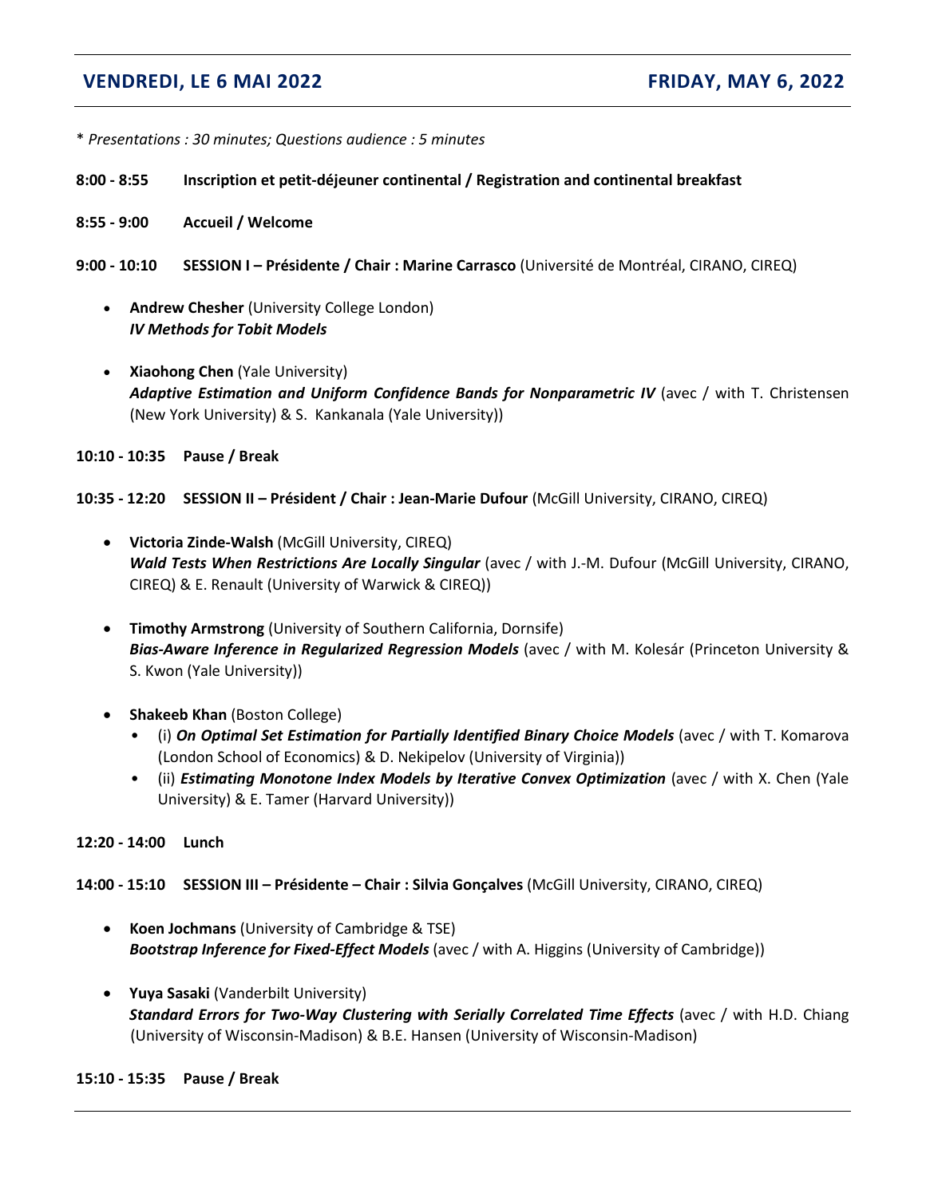## VENDREDI, LE 6 MAI 2022 — FRIDAY, MAY 6, 2022

* *Presentations : 30 minutes; Questions audience : 5 minutes*

**8:00 - 8:55 Inscription et petit-déjeuner continental / Registration and continental breakfast**

**8:55 - 9:00 Accueil / Welcome**

**9:00 - 10:10 SESSION I – Présidente / Chair : Marine Carrasco** (Université de Montréal, CIRANO, CIREQ)

- **Andrew Chesher** (University College London)
  ***IV Methods for Tobit Models***

- **Xiaohong Chen** (Yale University)
  ***Adaptive Estimation and Uniform Confidence Bands for Nonparametric IV*** (avec / with T. Christensen (New York University) & S. Kankanala (Yale University))

**10:10 - 10:35 Pause / Break**

**10:35 - 12:20 SESSION II – Président / Chair : Jean-Marie Dufour** (McGill University, CIRANO, CIREQ)

- **Victoria Zinde-Walsh** (McGill University, CIREQ)
  ***Wald Tests When Restrictions Are Locally Singular*** (avec / with J.-M. Dufour (McGill University, CIRANO, CIREQ) & E. Renault (University of Warwick & CIREQ))

- **Timothy Armstrong** (University of Southern California, Dornsife)
  ***Bias-Aware Inference in Regularized Regression Models*** (avec / with M. Kolesár (Princeton University & S. Kwon (Yale University))

- **Shakeeb Khan** (Boston College)
  - (i) ***On Optimal Set Estimation for Partially Identified Binary Choice Models*** (avec / with T. Komarova (London School of Economics) & D. Nekipelov (University of Virginia))
  - (ii) ***Estimating Monotone Index Models by Iterative Convex Optimization*** (avec / with X. Chen (Yale University) & E. Tamer (Harvard University))

**12:20 - 14:00 Lunch**

**14:00 - 15:10 SESSION III – Présidente – Chair : Silvia Gonçalves** (McGill University, CIRANO, CIREQ)

- **Koen Jochmans** (University of Cambridge & TSE)
  ***Bootstrap Inference for Fixed-Effect Models*** (avec / with A. Higgins (University of Cambridge))

- **Yuya Sasaki** (Vanderbilt University)
  ***Standard Errors for Two-Way Clustering with Serially Correlated Time Effects*** (avec / with H.D. Chiang (University of Wisconsin-Madison) & B.E. Hansen (University of Wisconsin-Madison)

**15:10 - 15:35 Pause / Break**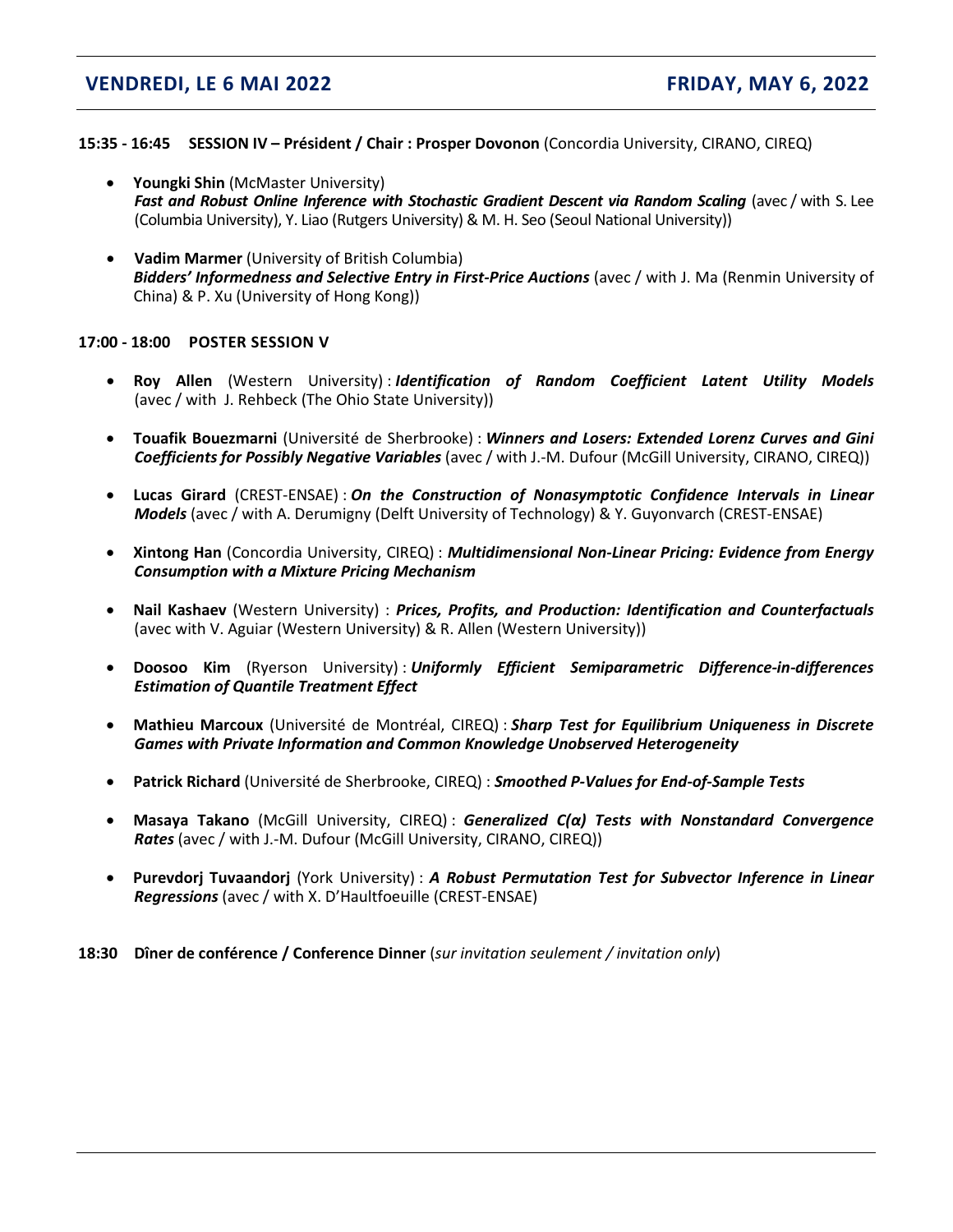## VENDREDI, LE 6 MAI 2022 — FRIDAY, MAY 6, 2022

**15:35 - 16:45 SESSION IV – Président / Chair : Prosper Dovonon** (Concordia University, CIRANO, CIREQ)

- **Youngki Shin** (McMaster University)
  ***Fast and Robust Online Inference with Stochastic Gradient Descent via Random Scaling*** (avec / with S. Lee (Columbia University), Y. Liao (Rutgers University) & M. H. Seo (Seoul National University))

- **Vadim Marmer** (University of British Columbia)
  ***Bidders' Informedness and Selective Entry in First-Price Auctions*** (avec / with J. Ma (Renmin University of China) & P. Xu (University of Hong Kong))

**17:00 - 18:00 POSTER SESSION V**

- **Roy Allen** (Western University) : ***Identification of Random Coefficient Latent Utility Models*** (avec / with J. Rehbeck (The Ohio State University))

- **Touafik Bouezmarni** (Université de Sherbrooke) : ***Winners and Losers: Extended Lorenz Curves and Gini Coefficients for Possibly Negative Variables*** (avec / with J.-M. Dufour (McGill University, CIRANO, CIREQ))

- **Lucas Girard** (CREST-ENSAE) : ***On the Construction of Nonasymptotic Confidence Intervals in Linear Models*** (avec / with A. Derumigny (Delft University of Technology) & Y. Guyonvarch (CREST-ENSAE)

- **Xintong Han** (Concordia University, CIREQ) : ***Multidimensional Non-Linear Pricing: Evidence from Energy Consumption with a Mixture Pricing Mechanism***

- **Nail Kashaev** (Western University) : ***Prices, Profits, and Production: Identification and Counterfactuals*** (avec with V. Aguiar (Western University) & R. Allen (Western University))

- **Doosoo Kim** (Ryerson University) : ***Uniformly Efficient Semiparametric Difference-in-differences Estimation of Quantile Treatment Effect***

- **Mathieu Marcoux** (Université de Montréal, CIREQ) : ***Sharp Test for Equilibrium Uniqueness in Discrete Games with Private Information and Common Knowledge Unobserved Heterogeneity***

- **Patrick Richard** (Université de Sherbrooke, CIREQ) : ***Smoothed P-Values for End-of-Sample Tests***

- **Masaya Takano** (McGill University, CIREQ) : ***Generalized C(α) Tests with Nonstandard Convergence Rates*** (avec / with J.-M. Dufour (McGill University, CIRANO, CIREQ))

- **Purevdorj Tuvaandorj** (York University) : ***A Robust Permutation Test for Subvector Inference in Linear Regressions*** (avec / with X. D'Haultfoeuille (CREST-ENSAE)

**18:30 Dîner de conférence / Conference Dinner** (*sur invitation seulement / invitation only*)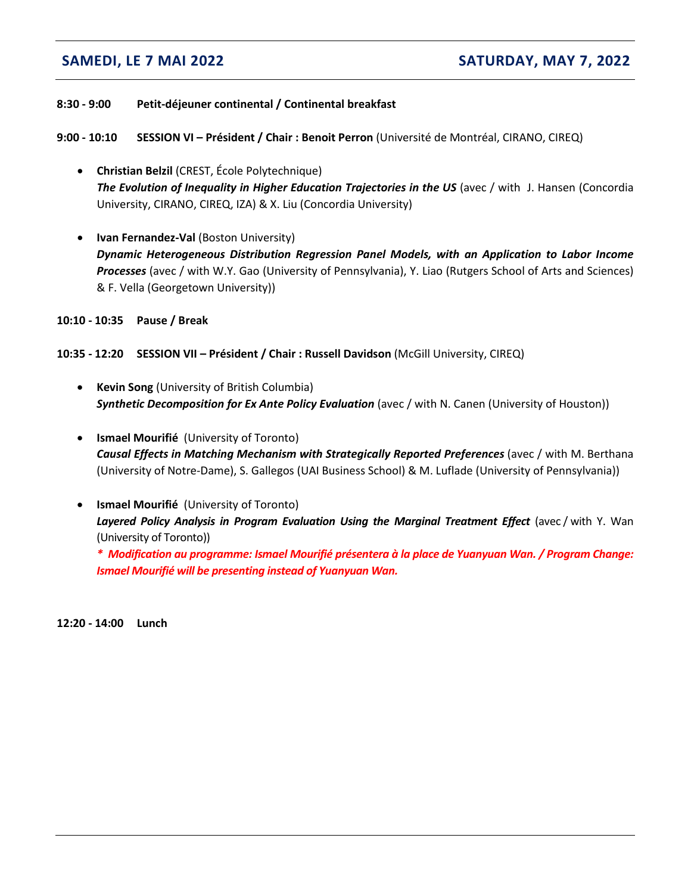## SAMEDI, LE 7 MAI 2022 — SATURDAY, MAY 7, 2022

**8:30 - 9:00 Petit-déjeuner continental / Continental breakfast**

**9:00 - 10:10 SESSION VI – Président / Chair : Benoit Perron** (Université de Montréal, CIRANO, CIREQ)

- **Christian Belzil** (CREST, École Polytechnique)
  ***The Evolution of Inequality in Higher Education Trajectories in the US*** (avec / with J. Hansen (Concordia University, CIRANO, CIREQ, IZA) & X. Liu (Concordia University)

- **Ivan Fernandez-Val** (Boston University)
  ***Dynamic Heterogeneous Distribution Regression Panel Models, with an Application to Labor Income Processes*** (avec / with W.Y. Gao (University of Pennsylvania), Y. Liao (Rutgers School of Arts and Sciences) & F. Vella (Georgetown University))

**10:10 - 10:35 Pause / Break**

**10:35 - 12:20 SESSION VII – Président / Chair : Russell Davidson** (McGill University, CIREQ)

- **Kevin Song** (University of British Columbia)
  ***Synthetic Decomposition for Ex Ante Policy Evaluation*** (avec / with N. Canen (University of Houston))

- **Ismael Mourifié** (University of Toronto)
  ***Causal Effects in Matching Mechanism with Strategically Reported Preferences*** (avec / with M. Berthana (University of Notre-Dame), S. Gallegos (UAI Business School) & M. Luflade (University of Pennsylvania))

- **Ismael Mourifié** (University of Toronto)
  ***Layered Policy Analysis in Program Evaluation Using the Marginal Treatment Effect*** (avec / with Y. Wan (University of Toronto))
  ***\* Modification au programme: Ismael Mourifié présentera à la place de Yuanyuan Wan. / Program Change: Ismael Mourifié will be presenting instead of Yuanyuan Wan.***

**12:20 - 14:00 Lunch**